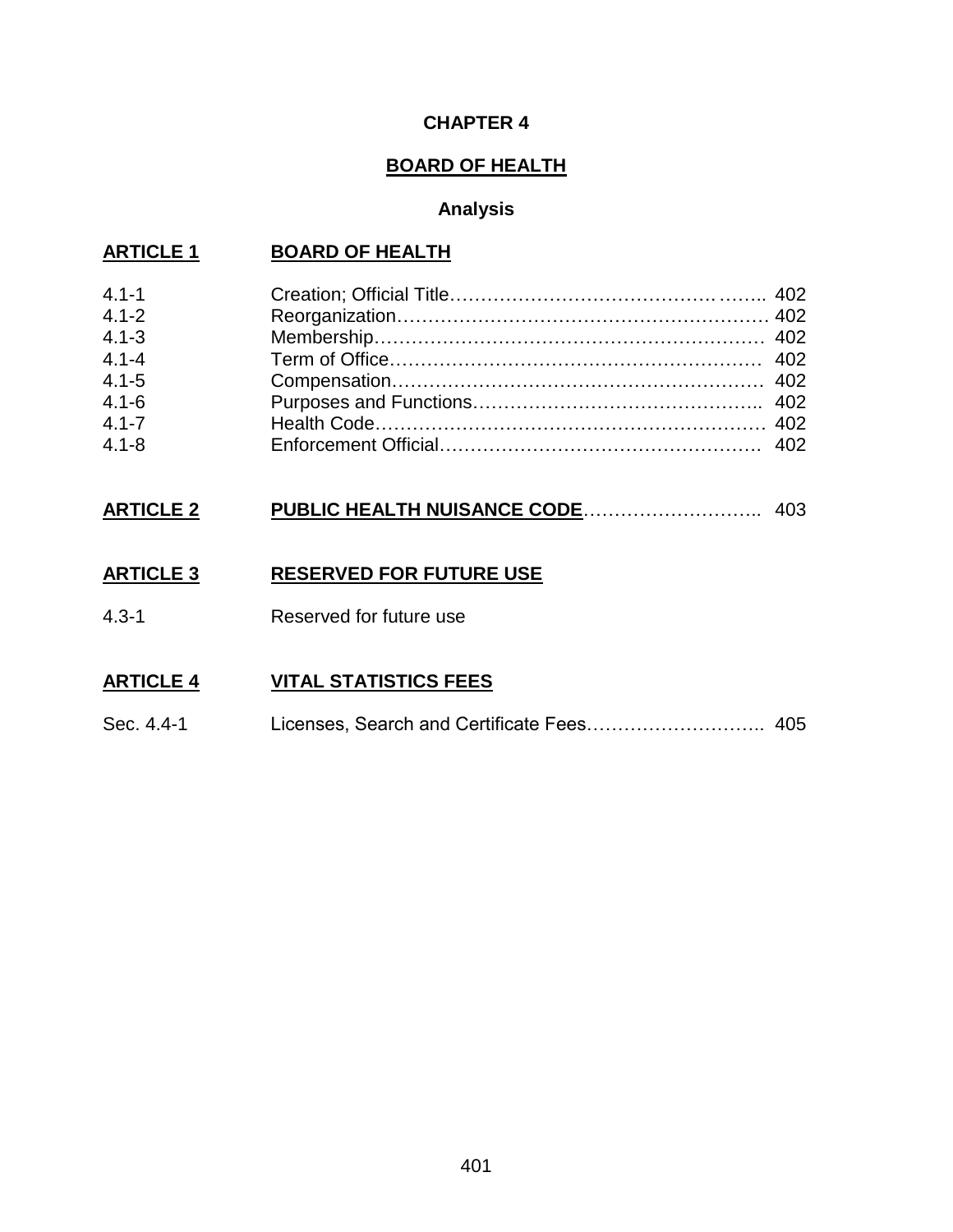# CHAPTER 4

## BOARD OF HEALTH

### Analysis

**ARTICLE 1 BOARD OF HEALTH**

| | | |
|---|---|---|
| 4.1-1 | Creation; Official Title | 402 |
| 4.1-2 | Reorganization | 402 |
| 4.1-3 | Membership | 402 |
| 4.1-4 | Term of Office | 402 |
| 4.1-5 | Compensation | 402 |
| 4.1-6 | Purposes and Functions | 402 |
| 4.1-7 | Health Code | 402 |
| 4.1-8 | Enforcement Official | 402 |

**ARTICLE 2 PUBLIC HEALTH NUISANCE CODE** ........ 403

**ARTICLE 3 RESERVED FOR FUTURE USE**

4.3-1 Reserved for future use

**ARTICLE 4 VITAL STATISTICS FEES**

Sec. 4.4-1 Licenses, Search and Certificate Fees ........ 405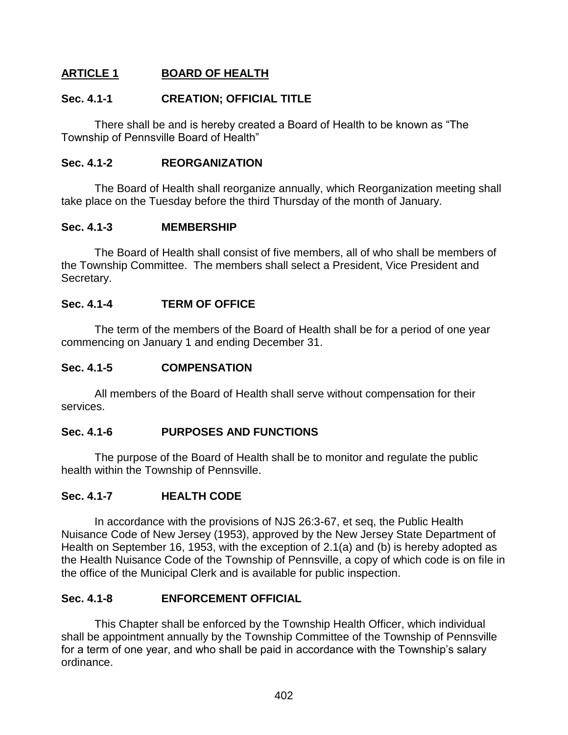## ARTICLE 1 BOARD OF HEALTH

### Sec. 4.1-1 CREATION; OFFICIAL TITLE

There shall be and is hereby created a Board of Health to be known as "The Township of Pennsville Board of Health"

### Sec. 4.1-2 REORGANIZATION

The Board of Health shall reorganize annually, which Reorganization meeting shall take place on the Tuesday before the third Thursday of the month of January.

### Sec. 4.1-3 MEMBERSHIP

The Board of Health shall consist of five members, all of who shall be members of the Township Committee. The members shall select a President, Vice President and Secretary.

### Sec. 4.1-4 TERM OF OFFICE

The term of the members of the Board of Health shall be for a period of one year commencing on January 1 and ending December 31.

### Sec. 4.1-5 COMPENSATION

All members of the Board of Health shall serve without compensation for their services.

### Sec. 4.1-6 PURPOSES AND FUNCTIONS

The purpose of the Board of Health shall be to monitor and regulate the public health within the Township of Pennsville.

### Sec. 4.1-7 HEALTH CODE

In accordance with the provisions of NJS 26:3-67, et seq, the Public Health Nuisance Code of New Jersey (1953), approved by the New Jersey State Department of Health on September 16, 1953, with the exception of 2.1(a) and (b) is hereby adopted as the Health Nuisance Code of the Township of Pennsville, a copy of which code is on file in the office of the Municipal Clerk and is available for public inspection.

### Sec. 4.1-8 ENFORCEMENT OFFICIAL

This Chapter shall be enforced by the Township Health Officer, which individual shall be appointment annually by the Township Committee of the Township of Pennsville for a term of one year, and who shall be paid in accordance with the Township's salary ordinance.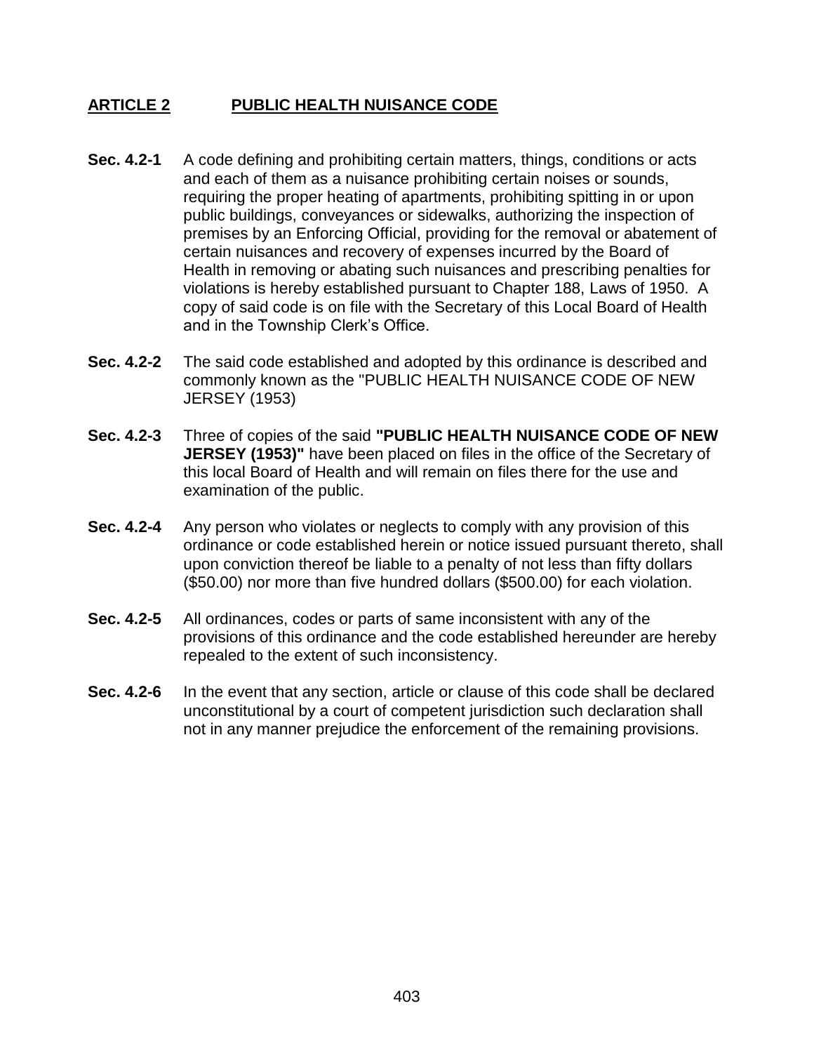## ARTICLE 2 PUBLIC HEALTH NUISANCE CODE

**Sec. 4.2-1** A code defining and prohibiting certain matters, things, conditions or acts and each of them as a nuisance prohibiting certain noises or sounds, requiring the proper heating of apartments, prohibiting spitting in or upon public buildings, conveyances or sidewalks, authorizing the inspection of premises by an Enforcing Official, providing for the removal or abatement of certain nuisances and recovery of expenses incurred by the Board of Health in removing or abating such nuisances and prescribing penalties for violations is hereby established pursuant to Chapter 188, Laws of 1950. A copy of said code is on file with the Secretary of this Local Board of Health and in the Township Clerk's Office.

**Sec. 4.2-2** The said code established and adopted by this ordinance is described and commonly known as the "PUBLIC HEALTH NUISANCE CODE OF NEW JERSEY (1953)

**Sec. 4.2-3** Three of copies of the said **"PUBLIC HEALTH NUISANCE CODE OF NEW JERSEY (1953)"** have been placed on files in the office of the Secretary of this local Board of Health and will remain on files there for the use and examination of the public.

**Sec. 4.2-4** Any person who violates or neglects to comply with any provision of this ordinance or code established herein or notice issued pursuant thereto, shall upon conviction thereof be liable to a penalty of not less than fifty dollars ($50.00) nor more than five hundred dollars ($500.00) for each violation.

**Sec. 4.2-5** All ordinances, codes or parts of same inconsistent with any of the provisions of this ordinance and the code established hereunder are hereby repealed to the extent of such inconsistency.

**Sec. 4.2-6** In the event that any section, article or clause of this code shall be declared unconstitutional by a court of competent jurisdiction such declaration shall not in any manner prejudice the enforcement of the remaining provisions.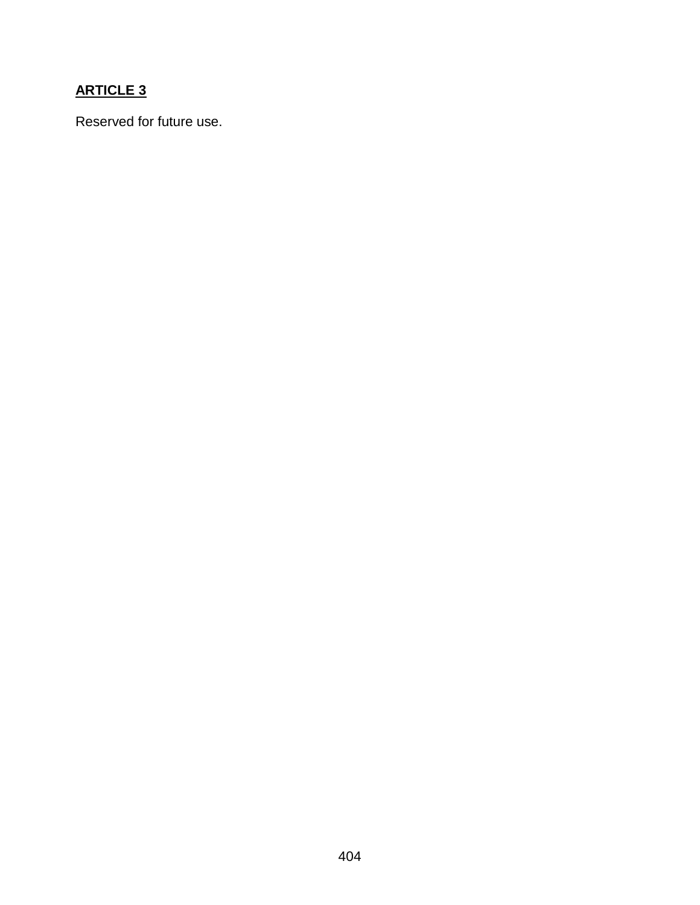## ARTICLE 3

Reserved for future use.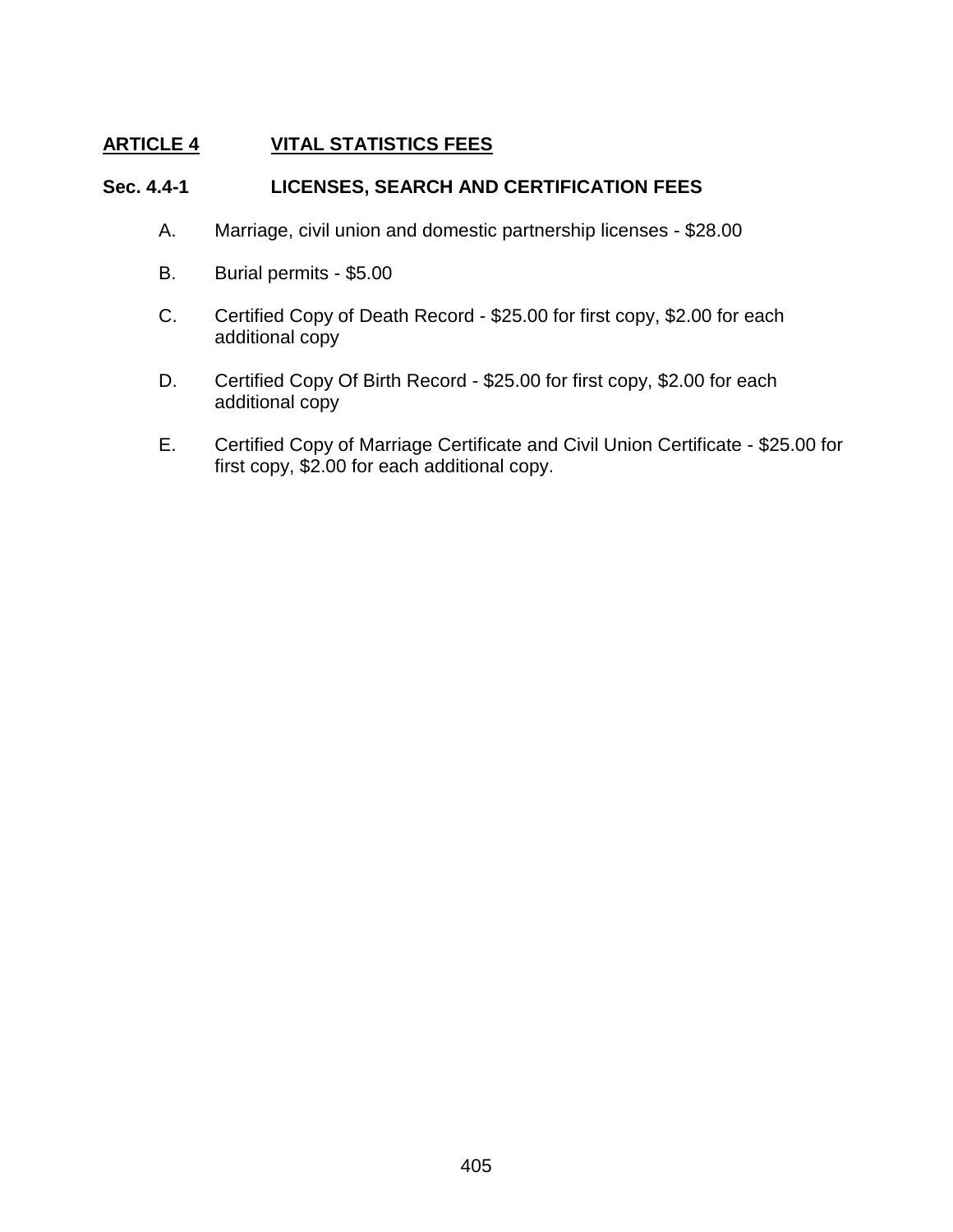## ARTICLE 4 VITAL STATISTICS FEES

### Sec. 4.4-1 LICENSES, SEARCH AND CERTIFICATION FEES

A. Marriage, civil union and domestic partnership licenses - $28.00

B. Burial permits - $5.00

C. Certified Copy of Death Record - $25.00 for first copy, $2.00 for each additional copy

D. Certified Copy Of Birth Record - $25.00 for first copy, $2.00 for each additional copy

E. Certified Copy of Marriage Certificate and Civil Union Certificate - $25.00 for first copy, $2.00 for each additional copy.